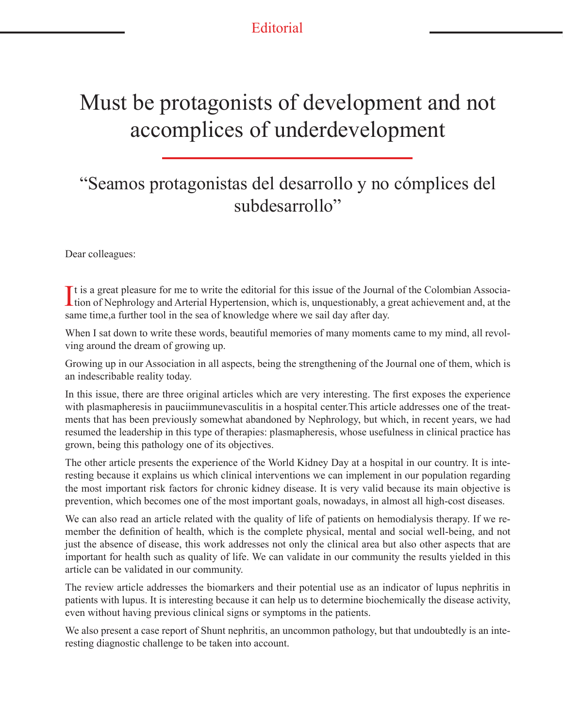# Must be protagonists of development and not accomplices of underdevelopment

## "Seamos protagonistas del desarrollo y no cómplices del subdesarrollo"

Dear colleagues:

It is a great pleasure for me to write the editorial for this issue of the Journal of the Colombian Association of Nephrology and Arterial Hypertension, which is, unquestionably, a great achievement and, at the same time,a further tool in the sea of knowledge where we sail day after day.

When I sat down to write these words, beautiful memories of many moments came to my mind, all revolving around the dream of growing up.

Growing up in our Association in all aspects, being the strengthening of the Journal one of them, which is an indescribable reality today.

In this issue, there are three original articles which are very interesting. The first exposes the experience with plasmapheresis in pauciimmunevasculitis in a hospital center.This article addresses one of the treatments that has been previously somewhat abandoned by Nephrology, but which, in recent years, we had resumed the leadership in this type of therapies: plasmapheresis, whose usefulness in clinical practice has grown, being this pathology one of its objectives.

The other article presents the experience of the World Kidney Day at a hospital in our country. It is interesting because it explains us which clinical interventions we can implement in our population regarding the most important risk factors for chronic kidney disease. It is very valid because its main objective is prevention, which becomes one of the most important goals, nowadays, in almost all high-cost diseases.

We can also read an article related with the quality of life of patients on hemodialysis therapy. If we remember the definition of health, which is the complete physical, mental and social well-being, and not just the absence of disease, this work addresses not only the clinical area but also other aspects that are important for health such as quality of life. We can validate in our community the results yielded in this article can be validated in our community.

The review article addresses the biomarkers and their potential use as an indicator of lupus nephritis in patients with lupus. It is interesting because it can help us to determine biochemically the disease activity, even without having previous clinical signs or symptoms in the patients.

We also present a case report of Shunt nephritis, an uncommon pathology, but that undoubtedly is an interesting diagnostic challenge to be taken into account.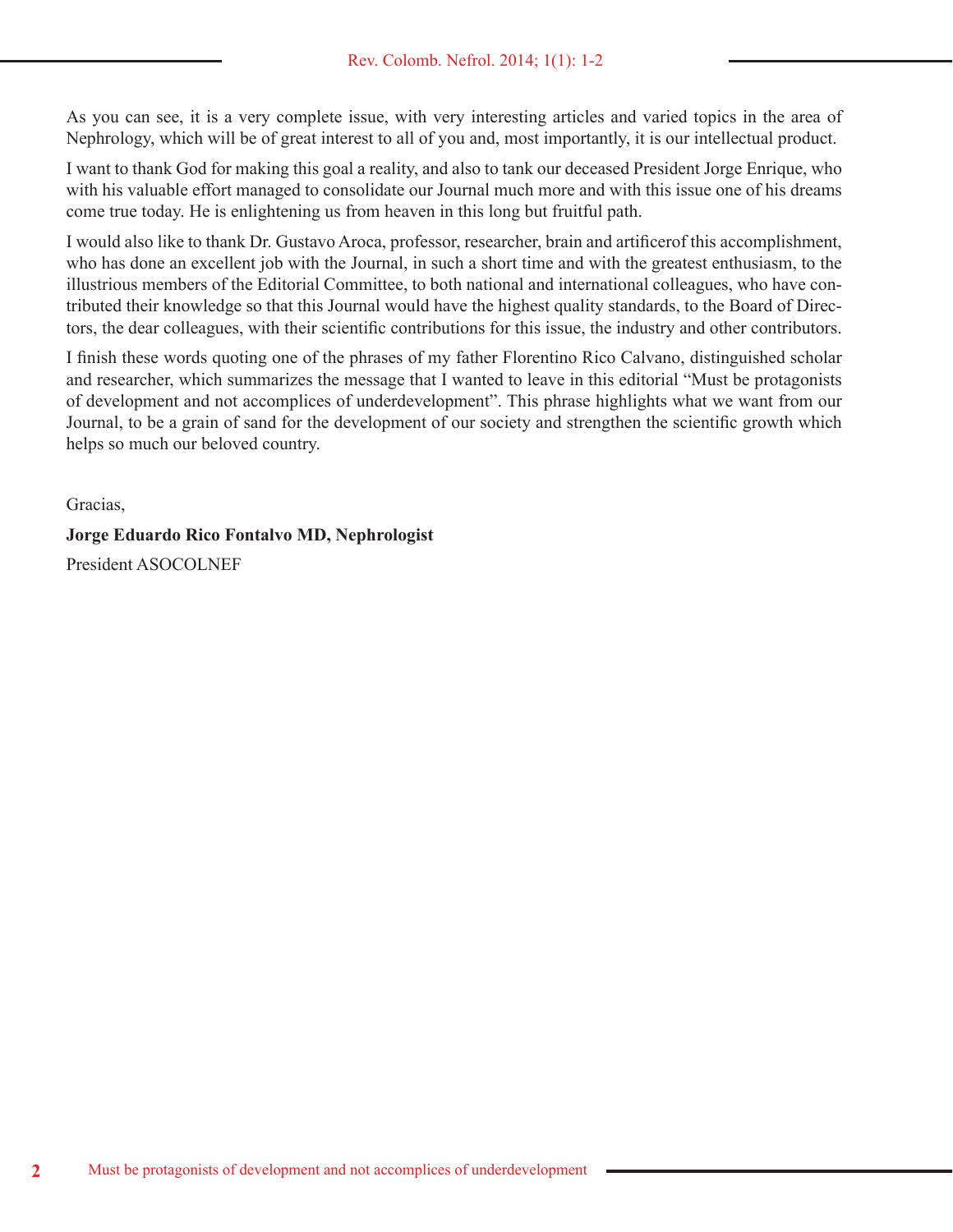As you can see, it is a very complete issue, with very interesting articles and varied topics in the area of Nephrology, which will be of great interest to all of you and, most importantly, it is our intellectual product.

I want to thank God for making this goal a reality, and also to tank our deceased President Jorge Enrique, who with his valuable effort managed to consolidate our Journal much more and with this issue one of his dreams come true today. He is enlightening us from heaven in this long but fruitful path.

I would also like to thank Dr. Gustavo Aroca, professor, researcher, brain and artificerof this accomplishment, who has done an excellent job with the Journal, in such a short time and with the greatest enthusiasm, to the illustrious members of the Editorial Committee, to both national and international colleagues, who have contributed their knowledge so that this Journal would have the highest quality standards, to the Board of Directors, the dear colleagues, with their scientific contributions for this issue, the industry and other contributors.

I finish these words quoting one of the phrases of my father Florentino Rico Calvano, distinguished scholar and researcher, which summarizes the message that I wanted to leave in this editorial "Must be protagonists of development and not accomplices of underdevelopment". This phrase highlights what we want from our Journal, to be a grain of sand for the development of our society and strengthen the scientific growth which helps so much our beloved country.

Gracias,

**Jorge Eduardo Rico Fontalvo MD, Nephrologist**

President ASOCOLNEF